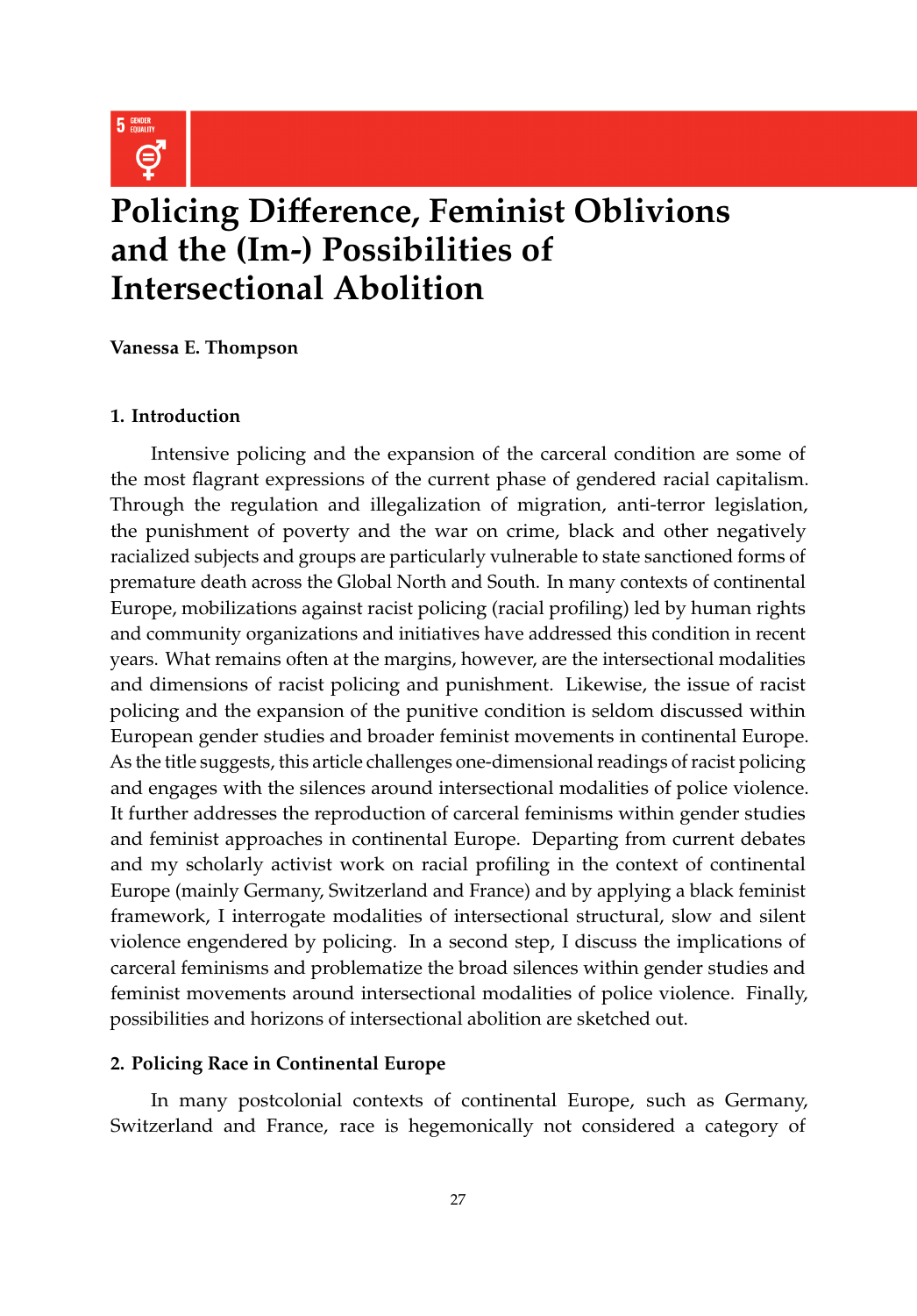# Policing Difference, Feminist Oblivions and the (Im-) Possibilities of Intersectional Abolition

**Vanessa E. Thompson**

## 1. Introduction

Intensive policing and the expansion of the carceral condition are some of the most flagrant expressions of the current phase of gendered racial capitalism. Through the regulation and illegalization of migration, anti-terror legislation, the punishment of poverty and the war on crime, black and other negatively racialized subjects and groups are particularly vulnerable to state sanctioned forms of premature death across the Global North and South. In many contexts of continental Europe, mobilizations against racist policing (racial profiling) led by human rights and community organizations and initiatives have addressed this condition in recent years. What remains often at the margins, however, are the intersectional modalities and dimensions of racist policing and punishment. Likewise, the issue of racist policing and the expansion of the punitive condition is seldom discussed within European gender studies and broader feminist movements in continental Europe. As the title suggests, this article challenges one-dimensional readings of racist policing and engages with the silences around intersectional modalities of police violence. It further addresses the reproduction of carceral feminisms within gender studies and feminist approaches in continental Europe. Departing from current debates and my scholarly activist work on racial profiling in the context of continental Europe (mainly Germany, Switzerland and France) and by applying a black feminist framework, I interrogate modalities of intersectional structural, slow and silent violence engendered by policing. In a second step, I discuss the implications of carceral feminisms and problematize the broad silences within gender studies and feminist movements around intersectional modalities of police violence. Finally, possibilities and horizons of intersectional abolition are sketched out.

## 2. Policing Race in Continental Europe

In many postcolonial contexts of continental Europe, such as Germany, Switzerland and France, race is hegemonically not considered a category of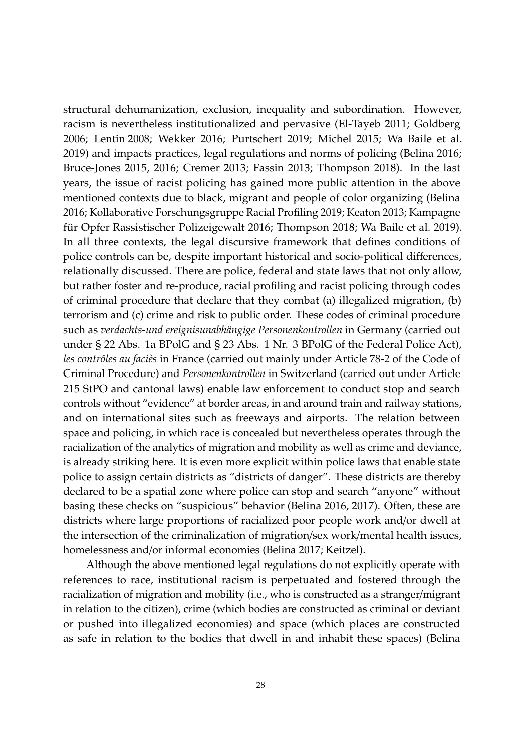structural dehumanization, exclusion, inequality and subordination. However, racism is nevertheless institutionalized and pervasive (El-Tayeb 2011; Goldberg 2006; Lentin 2008; Wekker 2016; Purtschert 2019; Michel 2015; Wa Baile et al. 2019) and impacts practices, legal regulations and norms of policing (Belina 2016; Bruce-Jones 2015, 2016; Cremer 2013; Fassin 2013; Thompson 2018). In the last years, the issue of racist policing has gained more public attention in the above mentioned contexts due to black, migrant and people of color organizing (Belina 2016; Kollaborative Forschungsgruppe Racial Profiling 2019; Keaton 2013; Kampagne für Opfer Rassistischer Polizeigewalt 2016; Thompson 2018; Wa Baile et al. 2019). In all three contexts, the legal discursive framework that defines conditions of police controls can be, despite important historical and socio-political differences, relationally discussed. There are police, federal and state laws that not only allow, but rather foster and re-produce, racial profiling and racist policing through codes of criminal procedure that declare that they combat (a) illegalized migration, (b) terrorism and (c) crime and risk to public order. These codes of criminal procedure such as *verdachts-und ereignisunabhängige Personenkontrollen* in Germany (carried out under § 22 Abs. 1a BPolG and § 23 Abs. 1 Nr. 3 BPolG of the Federal Police Act), *les contrôles au faciès* in France (carried out mainly under Article 78-2 of the Code of Criminal Procedure) and *Personenkontrollen* in Switzerland (carried out under Article 215 StPO and cantonal laws) enable law enforcement to conduct stop and search controls without "evidence" at border areas, in and around train and railway stations, and on international sites such as freeways and airports. The relation between space and policing, in which race is concealed but nevertheless operates through the racialization of the analytics of migration and mobility as well as crime and deviance, is already striking here. It is even more explicit within police laws that enable state police to assign certain districts as "districts of danger". These districts are thereby declared to be a spatial zone where police can stop and search "anyone" without basing these checks on "suspicious" behavior (Belina 2016, 2017). Often, these are districts where large proportions of racialized poor people work and/or dwell at the intersection of the criminalization of migration/sex work/mental health issues, homelessness and/or informal economies (Belina 2017; Keitzel).

Although the above mentioned legal regulations do not explicitly operate with references to race, institutional racism is perpetuated and fostered through the racialization of migration and mobility (i.e., who is constructed as a stranger/migrant in relation to the citizen), crime (which bodies are constructed as criminal or deviant or pushed into illegalized economies) and space (which places are constructed as safe in relation to the bodies that dwell in and inhabit these spaces) (Belina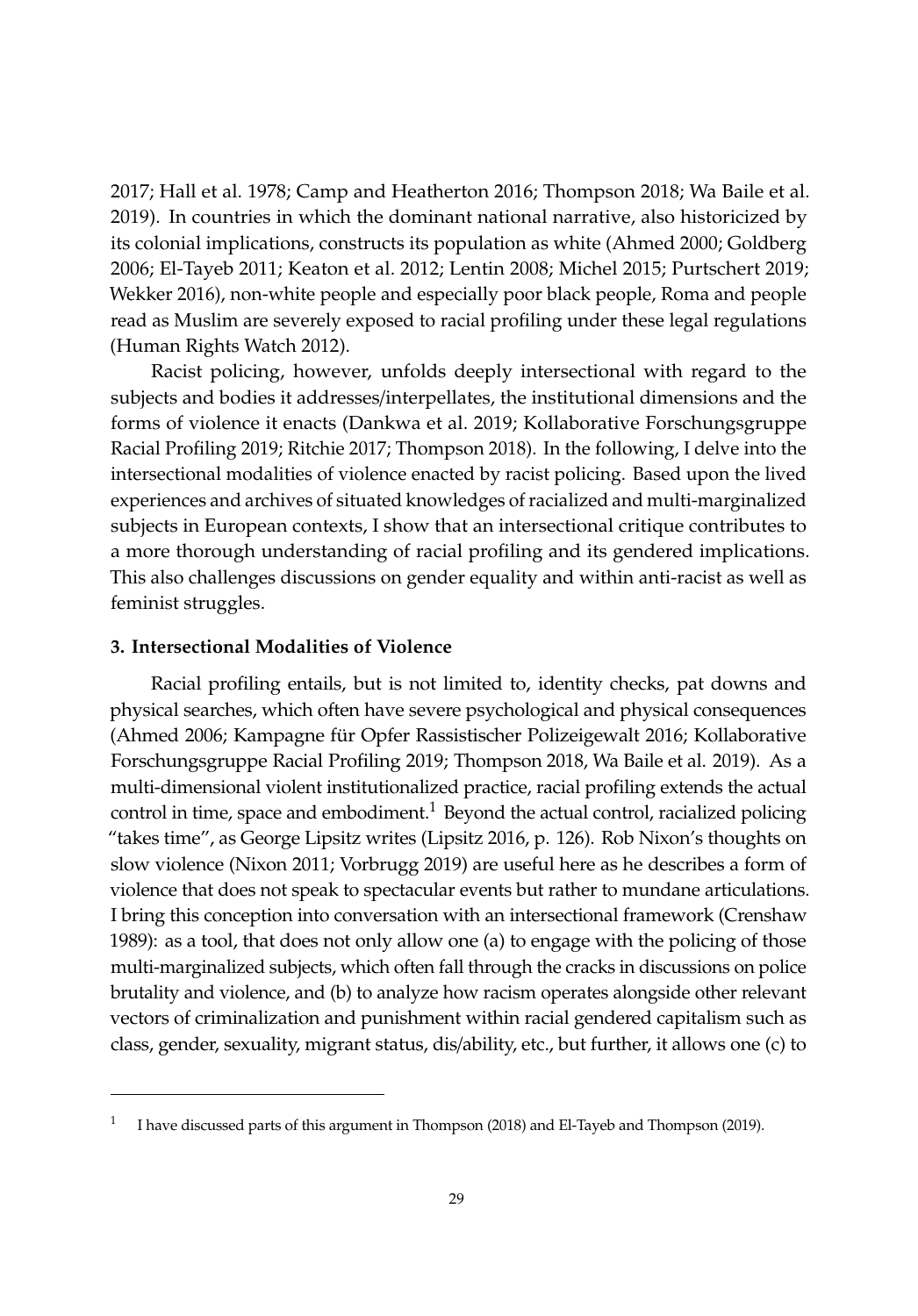2017; Hall et al. 1978; Camp and Heatherton 2016; Thompson 2018; Wa Baile et al. 2019). In countries in which the dominant national narrative, also historicized by its colonial implications, constructs its population as white (Ahmed 2000; Goldberg 2006; El-Tayeb 2011; Keaton et al. 2012; Lentin 2008; Michel 2015; Purtschert 2019; Wekker 2016), non-white people and especially poor black people, Roma and people read as Muslim are severely exposed to racial profiling under these legal regulations (Human Rights Watch 2012).

Racist policing, however, unfolds deeply intersectional with regard to the subjects and bodies it addresses/interpellates, the institutional dimensions and the forms of violence it enacts (Dankwa et al. 2019; Kollaborative Forschungsgruppe Racial Profiling 2019; Ritchie 2017; Thompson 2018). In the following, I delve into the intersectional modalities of violence enacted by racist policing. Based upon the lived experiences and archives of situated knowledges of racialized and multi-marginalized subjects in European contexts, I show that an intersectional critique contributes to a more thorough understanding of racial profiling and its gendered implications. This also challenges discussions on gender equality and within anti-racist as well as feminist struggles.

## 3. Intersectional Modalities of Violence

Racial profiling entails, but is not limited to, identity checks, pat downs and physical searches, which often have severe psychological and physical consequences (Ahmed 2006; Kampagne für Opfer Rassistischer Polizeigewalt 2016; Kollaborative Forschungsgruppe Racial Profiling 2019; Thompson 2018, Wa Baile et al. 2019). As a multi-dimensional violent institutionalized practice, racial profiling extends the actual control in time, space and embodiment.[1] Beyond the actual control, racialized policing "takes time", as George Lipsitz writes (Lipsitz 2016, p. 126). Rob Nixon's thoughts on slow violence (Nixon 2011; Vorbrugg 2019) are useful here as he describes a form of violence that does not speak to spectacular events but rather to mundane articulations. I bring this conception into conversation with an intersectional framework (Crenshaw 1989): as a tool, that does not only allow one (a) to engage with the policing of those multi-marginalized subjects, which often fall through the cracks in discussions on police brutality and violence, and (b) to analyze how racism operates alongside other relevant vectors of criminalization and punishment within racial gendered capitalism such as class, gender, sexuality, migrant status, dis/ability, etc., but further, it allows one (c) to

[1] I have discussed parts of this argument in Thompson (2018) and El-Tayeb and Thompson (2019).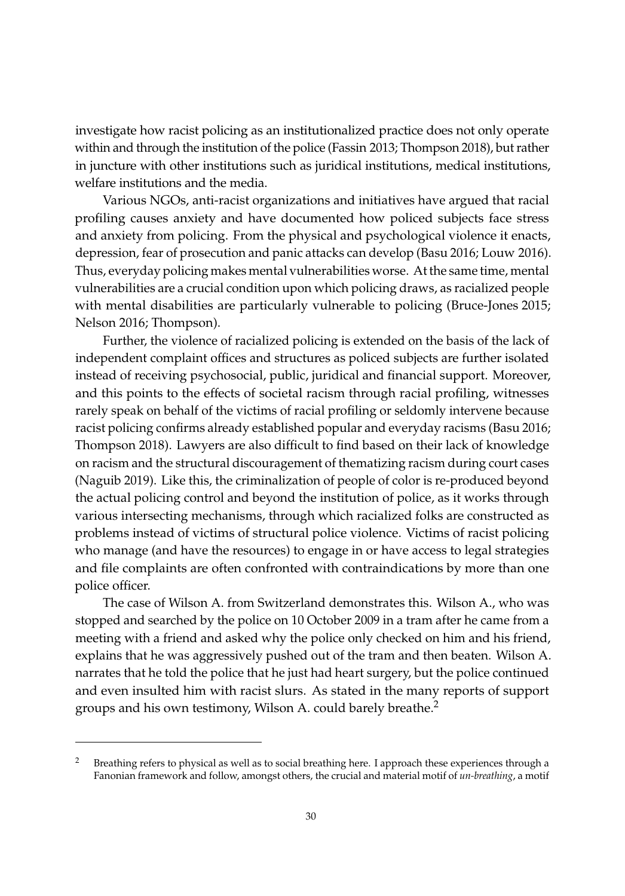investigate how racist policing as an institutionalized practice does not only operate within and through the institution of the police (Fassin 2013; Thompson 2018), but rather in juncture with other institutions such as juridical institutions, medical institutions, welfare institutions and the media.

Various NGOs, anti-racist organizations and initiatives have argued that racial profiling causes anxiety and have documented how policed subjects face stress and anxiety from policing. From the physical and psychological violence it enacts, depression, fear of prosecution and panic attacks can develop (Basu 2016; Louw 2016). Thus, everyday policing makes mental vulnerabilities worse. At the same time, mental vulnerabilities are a crucial condition upon which policing draws, as racialized people with mental disabilities are particularly vulnerable to policing (Bruce-Jones 2015; Nelson 2016; Thompson).

Further, the violence of racialized policing is extended on the basis of the lack of independent complaint offices and structures as policed subjects are further isolated instead of receiving psychosocial, public, juridical and financial support. Moreover, and this points to the effects of societal racism through racial profiling, witnesses rarely speak on behalf of the victims of racial profiling or seldomly intervene because racist policing confirms already established popular and everyday racisms (Basu 2016; Thompson 2018). Lawyers are also difficult to find based on their lack of knowledge on racism and the structural discouragement of thematizing racism during court cases (Naguib 2019). Like this, the criminalization of people of color is re-produced beyond the actual policing control and beyond the institution of police, as it works through various intersecting mechanisms, through which racialized folks are constructed as problems instead of victims of structural police violence. Victims of racist policing who manage (and have the resources) to engage in or have access to legal strategies and file complaints are often confronted with contraindications by more than one police officer.

The case of Wilson A. from Switzerland demonstrates this. Wilson A., who was stopped and searched by the police on 10 October 2009 in a tram after he came from a meeting with a friend and asked why the police only checked on him and his friend, explains that he was aggressively pushed out of the tram and then beaten. Wilson A. narrates that he told the police that he just had heart surgery, but the police continued and even insulted him with racist slurs. As stated in the many reports of support groups and his own testimony, Wilson A. could barely breathe.[2]

---

[2] Breathing refers to physical as well as to social breathing here. I approach these experiences through a Fanonian framework and follow, amongst others, the crucial and material motif of *un-breathing*, a motif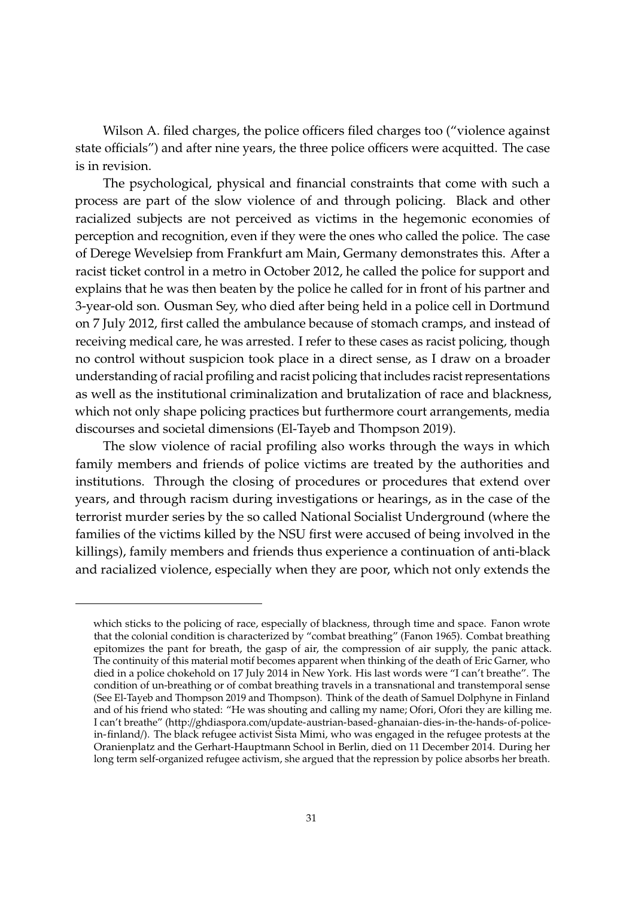Wilson A. filed charges, the police officers filed charges too ("violence against state officials") and after nine years, the three police officers were acquitted. The case is in revision.

The psychological, physical and financial constraints that come with such a process are part of the slow violence of and through policing. Black and other racialized subjects are not perceived as victims in the hegemonic economies of perception and recognition, even if they were the ones who called the police. The case of Derege Wevelsiep from Frankfurt am Main, Germany demonstrates this. After a racist ticket control in a metro in October 2012, he called the police for support and explains that he was then beaten by the police he called for in front of his partner and 3-year-old son. Ousman Sey, who died after being held in a police cell in Dortmund on 7 July 2012, first called the ambulance because of stomach cramps, and instead of receiving medical care, he was arrested. I refer to these cases as racist policing, though no control without suspicion took place in a direct sense, as I draw on a broader understanding of racial profiling and racist policing that includes racist representations as well as the institutional criminalization and brutalization of race and blackness, which not only shape policing practices but furthermore court arrangements, media discourses and societal dimensions (El-Tayeb and Thompson 2019).

The slow violence of racial profiling also works through the ways in which family members and friends of police victims are treated by the authorities and institutions. Through the closing of procedures or procedures that extend over years, and through racism during investigations or hearings, as in the case of the terrorist murder series by the so called National Socialist Underground (where the families of the victims killed by the NSU first were accused of being involved in the killings), family members and friends thus experience a continuation of anti-black and racialized violence, especially when they are poor, which not only extends the

---

which sticks to the policing of race, especially of blackness, through time and space. Fanon wrote that the colonial condition is characterized by "combat breathing" (Fanon 1965). Combat breathing epitomizes the pant for breath, the gasp of air, the compression of air supply, the panic attack. The continuity of this material motif becomes apparent when thinking of the death of Eric Garner, who died in a police chokehold on 17 July 2014 in New York. His last words were "I can't breathe". The condition of un-breathing or of combat breathing travels in a transnational and transtemporal sense (See El-Tayeb and Thompson 2019 and Thompson). Think of the death of Samuel Dolphyne in Finland and of his friend who stated: "He was shouting and calling my name; Ofori, Ofori they are killing me. I can't breathe" (http://ghdiaspora.com/update-austrian-based-ghanaian-dies-in-the-hands-of-police-in-finland/). The black refugee activist Sista Mimi, who was engaged in the refugee protests at the Oranienplatz and the Gerhart-Hauptmann School in Berlin, died on 11 December 2014. During her long term self-organized refugee activism, she argued that the repression by police absorbs her breath.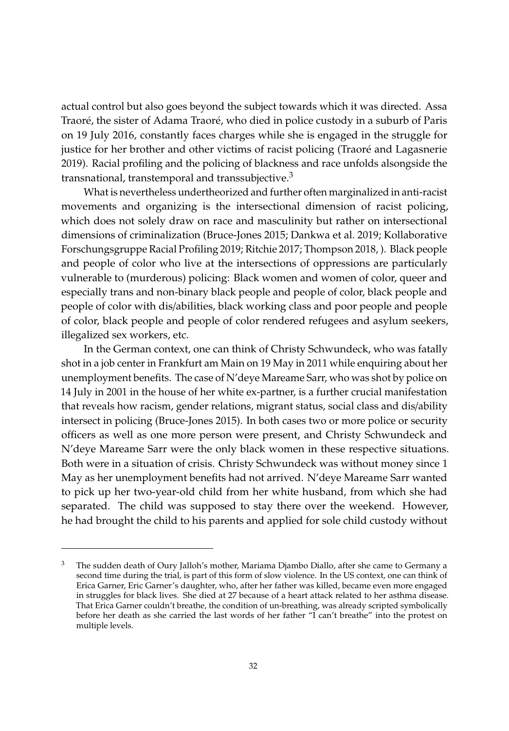actual control but also goes beyond the subject towards which it was directed. Assa Traoré, the sister of Adama Traoré, who died in police custody in a suburb of Paris on 19 July 2016, constantly faces charges while she is engaged in the struggle for justice for her brother and other victims of racist policing (Traoré and Lagasnerie 2019). Racial profiling and the policing of blackness and race unfolds alsongside the transnational, transtemporal and transsubjective.[3]

What is nevertheless undertheorized and further often marginalized in anti-racist movements and organizing is the intersectional dimension of racist policing, which does not solely draw on race and masculinity but rather on intersectional dimensions of criminalization (Bruce-Jones 2015; Dankwa et al. 2019; Kollaborative Forschungsgruppe Racial Profiling 2019; Ritchie 2017; Thompson 2018, ). Black people and people of color who live at the intersections of oppressions are particularly vulnerable to (murderous) policing: Black women and women of color, queer and especially trans and non-binary black people and people of color, black people and people of color with dis/abilities, black working class and poor people and people of color, black people and people of color rendered refugees and asylum seekers, illegalized sex workers, etc.

In the German context, one can think of Christy Schwundeck, who was fatally shot in a job center in Frankfurt am Main on 19 May in 2011 while enquiring about her unemployment benefits. The case of N'deye Mareame Sarr, who was shot by police on 14 July in 2001 in the house of her white ex-partner, is a further crucial manifestation that reveals how racism, gender relations, migrant status, social class and dis/ability intersect in policing (Bruce-Jones 2015). In both cases two or more police or security officers as well as one more person were present, and Christy Schwundeck and N'deye Mareame Sarr were the only black women in these respective situations. Both were in a situation of crisis. Christy Schwundeck was without money since 1 May as her unemployment benefits had not arrived. N'deye Mareame Sarr wanted to pick up her two-year-old child from her white husband, from which she had separated. The child was supposed to stay there over the weekend. However, he had brought the child to his parents and applied for sole child custody without

---

[3] The sudden death of Oury Jalloh's mother, Mariama Djambo Diallo, after she came to Germany a second time during the trial, is part of this form of slow violence. In the US context, one can think of Erica Garner, Eric Garner's daughter, who, after her father was killed, became even more engaged in struggles for black lives. She died at 27 because of a heart attack related to her asthma disease. That Erica Garner couldn't breathe, the condition of un-breathing, was already scripted symbolically before her death as she carried the last words of her father "I can't breathe" into the protest on multiple levels.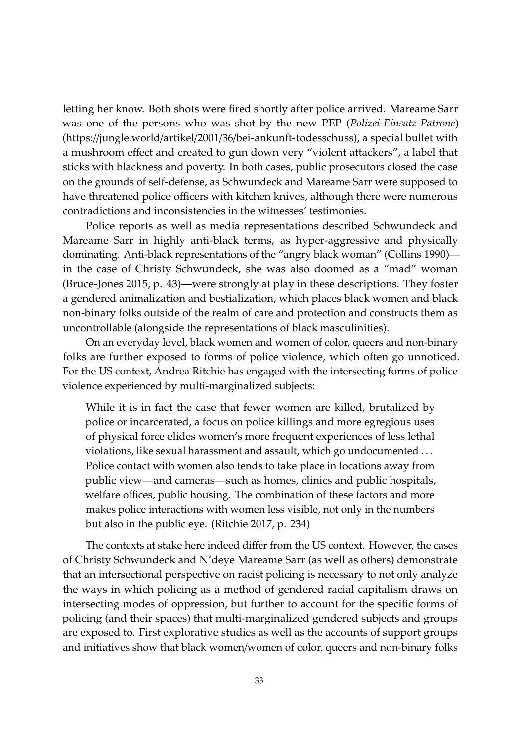letting her know. Both shots were fired shortly after police arrived. Mareame Sarr was one of the persons who was shot by the new PEP (*Polizei-Einsatz-Patrone*) (https://jungle.world/artikel/2001/36/bei-ankunft-todesschuss), a special bullet with a mushroom effect and created to gun down very "violent attackers", a label that sticks with blackness and poverty. In both cases, public prosecutors closed the case on the grounds of self-defense, as Schwundeck and Mareame Sarr were supposed to have threatened police officers with kitchen knives, although there were numerous contradictions and inconsistencies in the witnesses' testimonies.

Police reports as well as media representations described Schwundeck and Mareame Sarr in highly anti-black terms, as hyper-aggressive and physically dominating. Anti-black representations of the "angry black woman" (Collins 1990)—in the case of Christy Schwundeck, she was also doomed as a "mad" woman (Bruce-Jones 2015, p. 43)—were strongly at play in these descriptions. They foster a gendered animalization and bestialization, which places black women and black non-binary folks outside of the realm of care and protection and constructs them as uncontrollable (alongside the representations of black masculinities).

On an everyday level, black women and women of color, queers and non-binary folks are further exposed to forms of police violence, which often go unnoticed. For the US context, Andrea Ritchie has engaged with the intersecting forms of police violence experienced by multi-marginalized subjects:

> While it is in fact the case that fewer women are killed, brutalized by police or incarcerated, a focus on police killings and more egregious uses of physical force elides women's more frequent experiences of less lethal violations, like sexual harassment and assault, which go undocumented . . . Police contact with women also tends to take place in locations away from public view—and cameras—such as homes, clinics and public hospitals, welfare offices, public housing. The combination of these factors and more makes police interactions with women less visible, not only in the numbers but also in the public eye. (Ritchie 2017, p. 234)

The contexts at stake here indeed differ from the US context. However, the cases of Christy Schwundeck and N'deye Mareame Sarr (as well as others) demonstrate that an intersectional perspective on racist policing is necessary to not only analyze the ways in which policing as a method of gendered racial capitalism draws on intersecting modes of oppression, but further to account for the specific forms of policing (and their spaces) that multi-marginalized gendered subjects and groups are exposed to. First explorative studies as well as the accounts of support groups and initiatives show that black women/women of color, queers and non-binary folks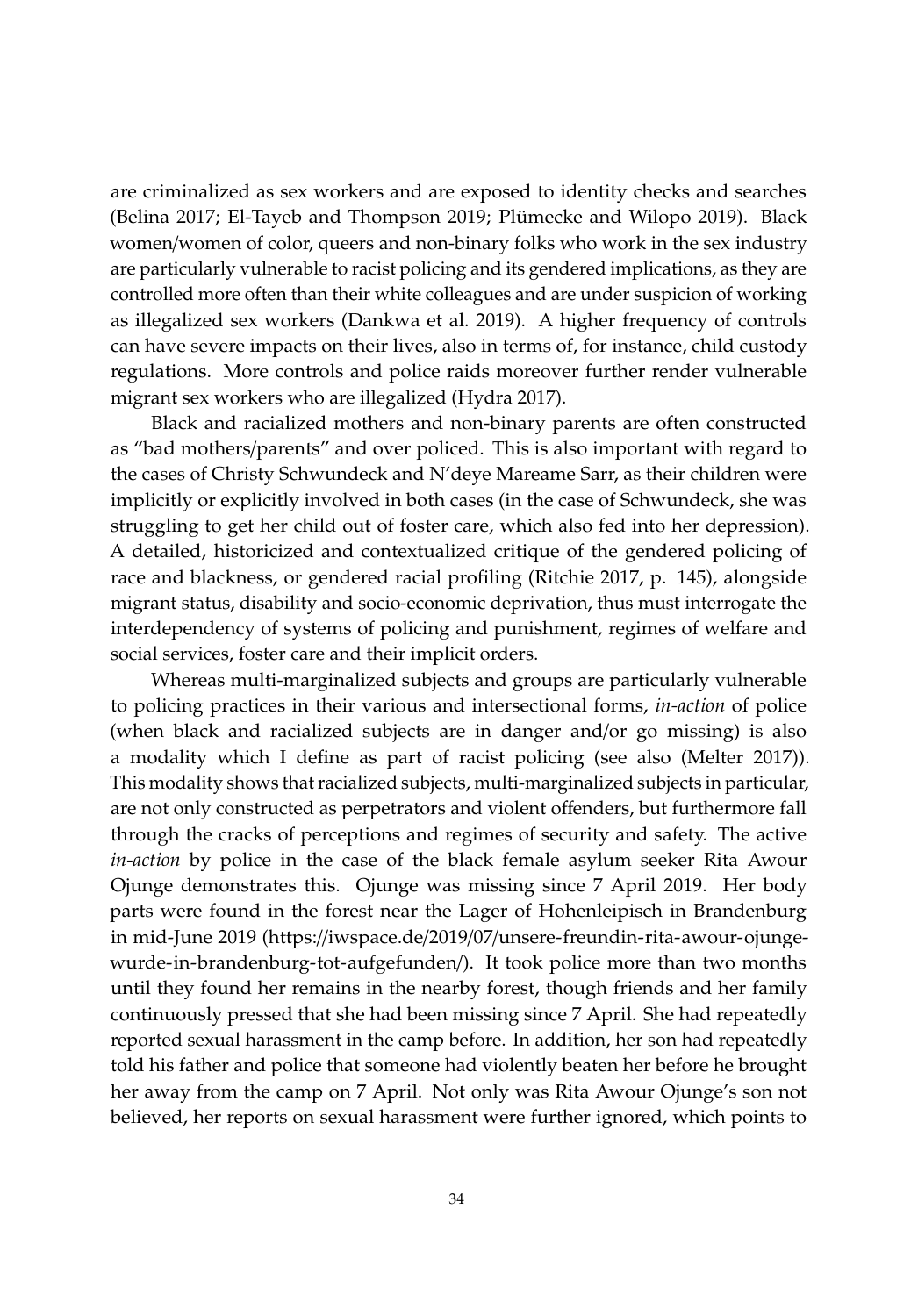are criminalized as sex workers and are exposed to identity checks and searches (Belina 2017; El-Tayeb and Thompson 2019; Plümecke and Wilopo 2019). Black women/women of color, queers and non-binary folks who work in the sex industry are particularly vulnerable to racist policing and its gendered implications, as they are controlled more often than their white colleagues and are under suspicion of working as illegalized sex workers (Dankwa et al. 2019). A higher frequency of controls can have severe impacts on their lives, also in terms of, for instance, child custody regulations. More controls and police raids moreover further render vulnerable migrant sex workers who are illegalized (Hydra 2017).

Black and racialized mothers and non-binary parents are often constructed as "bad mothers/parents" and over policed. This is also important with regard to the cases of Christy Schwundeck and N'deye Mareame Sarr, as their children were implicitly or explicitly involved in both cases (in the case of Schwundeck, she was struggling to get her child out of foster care, which also fed into her depression). A detailed, historicized and contextualized critique of the gendered policing of race and blackness, or gendered racial profiling (Ritchie 2017, p. 145), alongside migrant status, disability and socio-economic deprivation, thus must interrogate the interdependency of systems of policing and punishment, regimes of welfare and social services, foster care and their implicit orders.

Whereas multi-marginalized subjects and groups are particularly vulnerable to policing practices in their various and intersectional forms, *in-action* of police (when black and racialized subjects are in danger and/or go missing) is also a modality which I define as part of racist policing (see also (Melter 2017)). This modality shows that racialized subjects, multi-marginalized subjects in particular, are not only constructed as perpetrators and violent offenders, but furthermore fall through the cracks of perceptions and regimes of security and safety. The active *in-action* by police in the case of the black female asylum seeker Rita Awour Ojunge demonstrates this. Ojunge was missing since 7 April 2019. Her body parts were found in the forest near the Lager of Hohenleipisch in Brandenburg in mid-June 2019 (https://iwspace.de/2019/07/unsere-freundin-rita-awour-ojunge-wurde-in-brandenburg-tot-aufgefunden/). It took police more than two months until they found her remains in the nearby forest, though friends and her family continuously pressed that she had been missing since 7 April. She had repeatedly reported sexual harassment in the camp before. In addition, her son had repeatedly told his father and police that someone had violently beaten her before he brought her away from the camp on 7 April. Not only was Rita Awour Ojunge's son not believed, her reports on sexual harassment were further ignored, which points to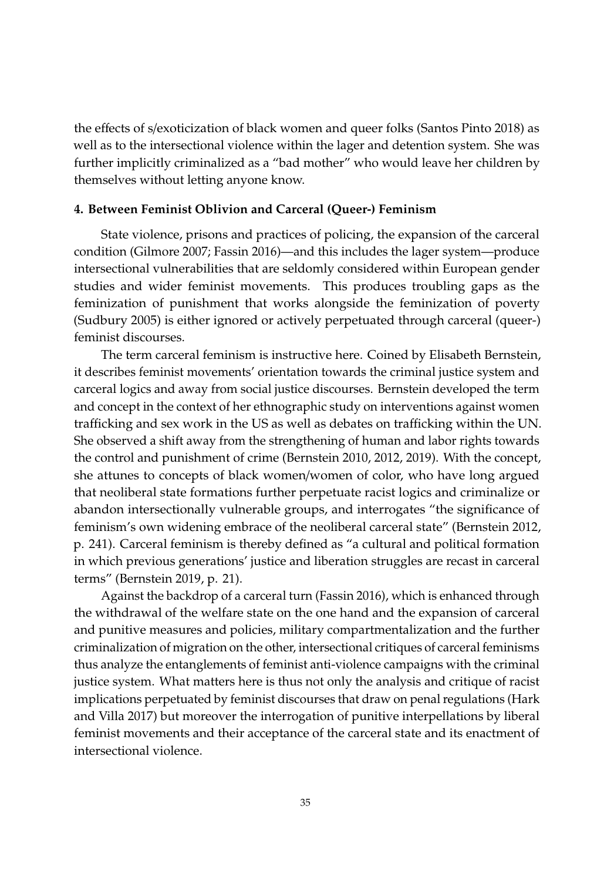the effects of s/exoticization of black women and queer folks (Santos Pinto 2018) as well as to the intersectional violence within the lager and detention system. She was further implicitly criminalized as a "bad mother" who would leave her children by themselves without letting anyone know.

## 4. Between Feminist Oblivion and Carceral (Queer-) Feminism

State violence, prisons and practices of policing, the expansion of the carceral condition (Gilmore 2007; Fassin 2016)—and this includes the lager system—produce intersectional vulnerabilities that are seldomly considered within European gender studies and wider feminist movements. This produces troubling gaps as the feminization of punishment that works alongside the feminization of poverty (Sudbury 2005) is either ignored or actively perpetuated through carceral (queer-) feminist discourses.

The term carceral feminism is instructive here. Coined by Elisabeth Bernstein, it describes feminist movements' orientation towards the criminal justice system and carceral logics and away from social justice discourses. Bernstein developed the term and concept in the context of her ethnographic study on interventions against women trafficking and sex work in the US as well as debates on trafficking within the UN. She observed a shift away from the strengthening of human and labor rights towards the control and punishment of crime (Bernstein 2010, 2012, 2019). With the concept, she attunes to concepts of black women/women of color, who have long argued that neoliberal state formations further perpetuate racist logics and criminalize or abandon intersectionally vulnerable groups, and interrogates "the significance of feminism's own widening embrace of the neoliberal carceral state" (Bernstein 2012, p. 241). Carceral feminism is thereby defined as "a cultural and political formation in which previous generations' justice and liberation struggles are recast in carceral terms" (Bernstein 2019, p. 21).

Against the backdrop of a carceral turn (Fassin 2016), which is enhanced through the withdrawal of the welfare state on the one hand and the expansion of carceral and punitive measures and policies, military compartmentalization and the further criminalization of migration on the other, intersectional critiques of carceral feminisms thus analyze the entanglements of feminist anti-violence campaigns with the criminal justice system. What matters here is thus not only the analysis and critique of racist implications perpetuated by feminist discourses that draw on penal regulations (Hark and Villa 2017) but moreover the interrogation of punitive interpellations by liberal feminist movements and their acceptance of the carceral state and its enactment of intersectional violence.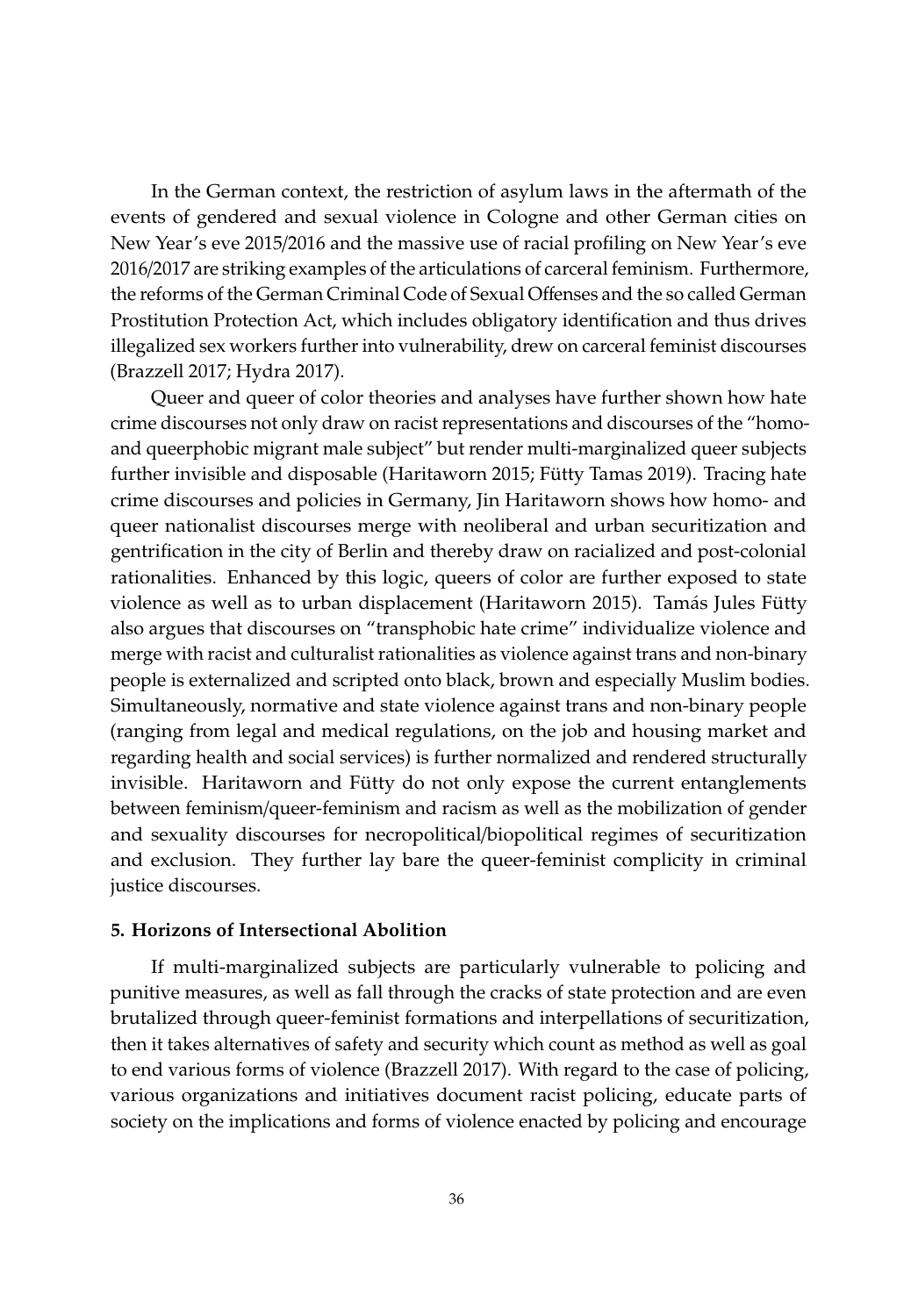In the German context, the restriction of asylum laws in the aftermath of the events of gendered and sexual violence in Cologne and other German cities on New Year's eve 2015/2016 and the massive use of racial profiling on New Year's eve 2016/2017 are striking examples of the articulations of carceral feminism. Furthermore, the reforms of the German Criminal Code of Sexual Offenses and the so called German Prostitution Protection Act, which includes obligatory identification and thus drives illegalized sex workers further into vulnerability, drew on carceral feminist discourses (Brazzell 2017; Hydra 2017).

Queer and queer of color theories and analyses have further shown how hate crime discourses not only draw on racist representations and discourses of the "homo- and queerphobic migrant male subject" but render multi-marginalized queer subjects further invisible and disposable (Haritaworn 2015; Fütty Tamas 2019). Tracing hate crime discourses and policies in Germany, Jin Haritaworn shows how homo- and queer nationalist discourses merge with neoliberal and urban securitization and gentrification in the city of Berlin and thereby draw on racialized and post-colonial rationalities. Enhanced by this logic, queers of color are further exposed to state violence as well as to urban displacement (Haritaworn 2015). Tamás Jules Fütty also argues that discourses on "transphobic hate crime" individualize violence and merge with racist and culturalist rationalities as violence against trans and non-binary people is externalized and scripted onto black, brown and especially Muslim bodies. Simultaneously, normative and state violence against trans and non-binary people (ranging from legal and medical regulations, on the job and housing market and regarding health and social services) is further normalized and rendered structurally invisible. Haritaworn and Fütty do not only expose the current entanglements between feminism/queer-feminism and racism as well as the mobilization of gender and sexuality discourses for necropolitical/biopolitical regimes of securitization and exclusion. They further lay bare the queer-feminist complicity in criminal justice discourses.

## 5. Horizons of Intersectional Abolition

If multi-marginalized subjects are particularly vulnerable to policing and punitive measures, as well as fall through the cracks of state protection and are even brutalized through queer-feminist formations and interpellations of securitization, then it takes alternatives of safety and security which count as method as well as goal to end various forms of violence (Brazzell 2017). With regard to the case of policing, various organizations and initiatives document racist policing, educate parts of society on the implications and forms of violence enacted by policing and encourage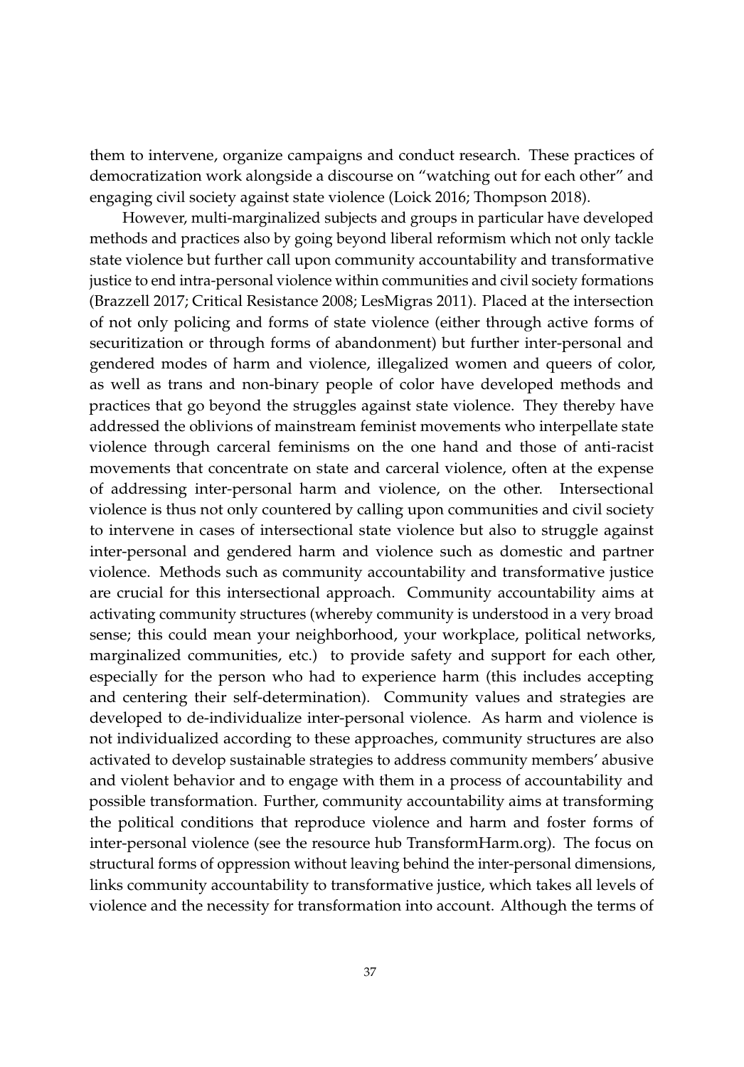them to intervene, organize campaigns and conduct research. These practices of democratization work alongside a discourse on "watching out for each other" and engaging civil society against state violence (Loick 2016; Thompson 2018).

However, multi-marginalized subjects and groups in particular have developed methods and practices also by going beyond liberal reformism which not only tackle state violence but further call upon community accountability and transformative justice to end intra-personal violence within communities and civil society formations (Brazzell 2017; Critical Resistance 2008; LesMigras 2011). Placed at the intersection of not only policing and forms of state violence (either through active forms of securitization or through forms of abandonment) but further inter-personal and gendered modes of harm and violence, illegalized women and queers of color, as well as trans and non-binary people of color have developed methods and practices that go beyond the struggles against state violence. They thereby have addressed the oblivions of mainstream feminist movements who interpellate state violence through carceral feminisms on the one hand and those of anti-racist movements that concentrate on state and carceral violence, often at the expense of addressing inter-personal harm and violence, on the other. Intersectional violence is thus not only countered by calling upon communities and civil society to intervene in cases of intersectional state violence but also to struggle against inter-personal and gendered harm and violence such as domestic and partner violence. Methods such as community accountability and transformative justice are crucial for this intersectional approach. Community accountability aims at activating community structures (whereby community is understood in a very broad sense; this could mean your neighborhood, your workplace, political networks, marginalized communities, etc.) to provide safety and support for each other, especially for the person who had to experience harm (this includes accepting and centering their self-determination). Community values and strategies are developed to de-individualize inter-personal violence. As harm and violence is not individualized according to these approaches, community structures are also activated to develop sustainable strategies to address community members' abusive and violent behavior and to engage with them in a process of accountability and possible transformation. Further, community accountability aims at transforming the political conditions that reproduce violence and harm and foster forms of inter-personal violence (see the resource hub TransformHarm.org). The focus on structural forms of oppression without leaving behind the inter-personal dimensions, links community accountability to transformative justice, which takes all levels of violence and the necessity for transformation into account. Although the terms of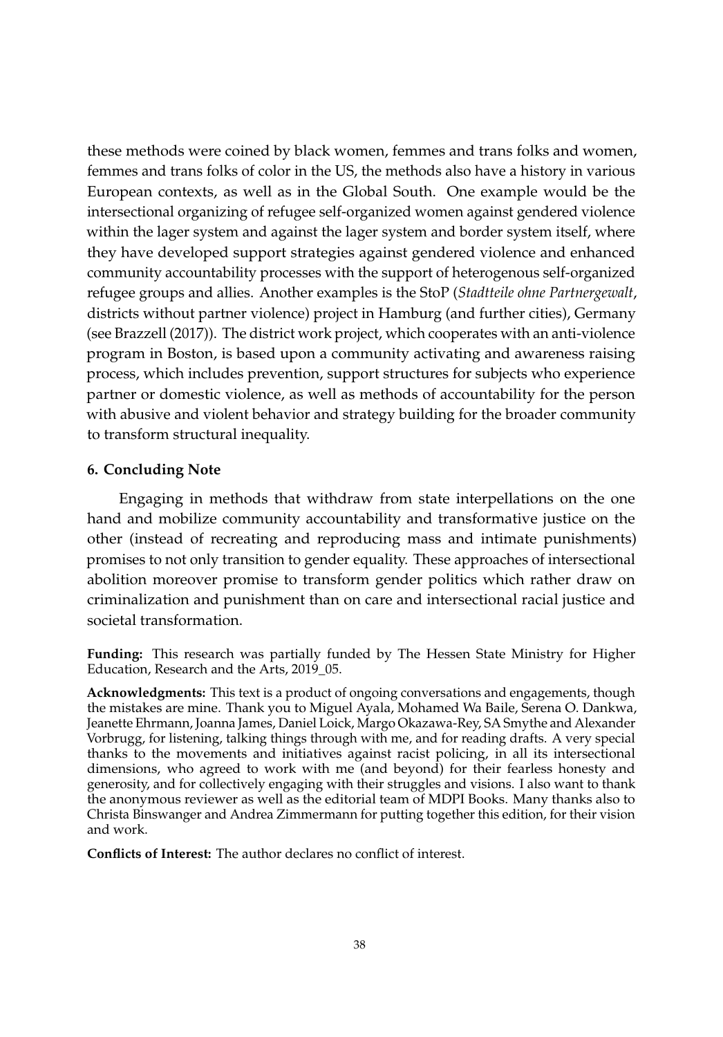these methods were coined by black women, femmes and trans folks and women, femmes and trans folks of color in the US, the methods also have a history in various European contexts, as well as in the Global South. One example would be the intersectional organizing of refugee self-organized women against gendered violence within the lager system and against the lager system and border system itself, where they have developed support strategies against gendered violence and enhanced community accountability processes with the support of heterogenous self-organized refugee groups and allies. Another examples is the StoP (*Stadtteile ohne Partnergewalt*, districts without partner violence) project in Hamburg (and further cities), Germany (see Brazzell (2017)). The district work project, which cooperates with an anti-violence program in Boston, is based upon a community activating and awareness raising process, which includes prevention, support structures for subjects who experience partner or domestic violence, as well as methods of accountability for the person with abusive and violent behavior and strategy building for the broader community to transform structural inequality.

## 6. Concluding Note

Engaging in methods that withdraw from state interpellations on the one hand and mobilize community accountability and transformative justice on the other (instead of recreating and reproducing mass and intimate punishments) promises to not only transition to gender equality. These approaches of intersectional abolition moreover promise to transform gender politics which rather draw on criminalization and punishment than on care and intersectional racial justice and societal transformation.

**Funding:** This research was partially funded by The Hessen State Ministry for Higher Education, Research and the Arts, 2019_05.

**Acknowledgments:** This text is a product of ongoing conversations and engagements, though the mistakes are mine. Thank you to Miguel Ayala, Mohamed Wa Baile, Serena O. Dankwa, Jeanette Ehrmann, Joanna James, Daniel Loick, Margo Okazawa-Rey, SA Smythe and Alexander Vorbrugg, for listening, talking things through with me, and for reading drafts. A very special thanks to the movements and initiatives against racist policing, in all its intersectional dimensions, who agreed to work with me (and beyond) for their fearless honesty and generosity, and for collectively engaging with their struggles and visions. I also want to thank the anonymous reviewer as well as the editorial team of MDPI Books. Many thanks also to Christa Binswanger and Andrea Zimmermann for putting together this edition, for their vision and work.

**Conflicts of Interest:** The author declares no conflict of interest.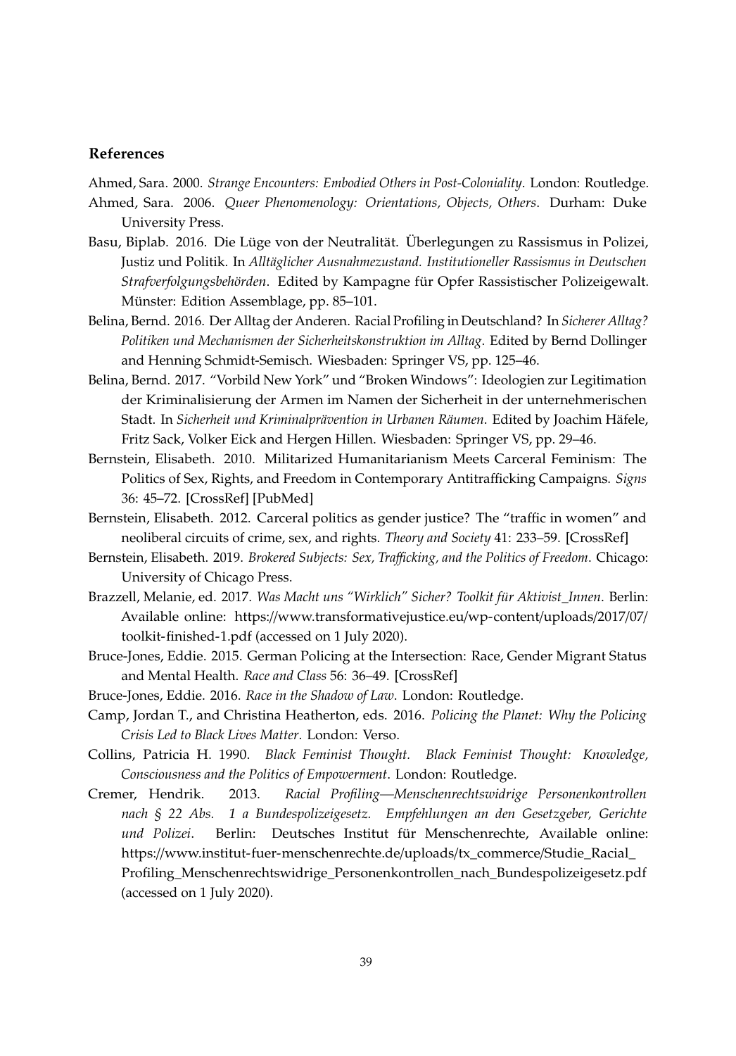## References

Ahmed, Sara. 2000. *Strange Encounters: Embodied Others in Post-Coloniality*. London: Routledge.

Ahmed, Sara. 2006. *Queer Phenomenology: Orientations, Objects, Others*. Durham: Duke University Press.

Basu, Biplab. 2016. Die Lüge von der Neutralität. Überlegungen zu Rassismus in Polizei, Justiz und Politik. In *Alltäglicher Ausnahmezustand. Institutioneller Rassismus in Deutschen Strafverfolgungsbehörden*. Edited by Kampagne für Opfer Rassistischer Polizeigewalt. Münster: Edition Assemblage, pp. 85–101.

Belina, Bernd. 2016. Der Alltag der Anderen. Racial Profiling in Deutschland? In *Sicherer Alltag? Politiken und Mechanismen der Sicherheitskonstruktion im Alltag*. Edited by Bernd Dollinger and Henning Schmidt-Semisch. Wiesbaden: Springer VS, pp. 125–46.

Belina, Bernd. 2017. "Vorbild New York" und "Broken Windows": Ideologien zur Legitimation der Kriminalisierung der Armen im Namen der Sicherheit in der unternehmerischen Stadt. In *Sicherheit und Kriminalprävention in Urbanen Räumen*. Edited by Joachim Häfele, Fritz Sack, Volker Eick and Hergen Hillen. Wiesbaden: Springer VS, pp. 29–46.

Bernstein, Elisabeth. 2010. Militarized Humanitarianism Meets Carceral Feminism: The Politics of Sex, Rights, and Freedom in Contemporary Antitrafficking Campaigns. *Signs* 36: 45–72. [CrossRef] [PubMed]

Bernstein, Elisabeth. 2012. Carceral politics as gender justice? The "traffic in women" and neoliberal circuits of crime, sex, and rights. *Theory and Society* 41: 233–59. [CrossRef]

Bernstein, Elisabeth. 2019. *Brokered Subjects: Sex, Trafficking, and the Politics of Freedom*. Chicago: University of Chicago Press.

Brazzell, Melanie, ed. 2017. *Was Macht uns "Wirklich" Sicher? Toolkit für Aktivist_Innen*. Berlin: Available online: https://www.transformativejustice.eu/wp-content/uploads/2017/07/toolkit-finished-1.pdf (accessed on 1 July 2020).

Bruce-Jones, Eddie. 2015. German Policing at the Intersection: Race, Gender Migrant Status and Mental Health. *Race and Class* 56: 36–49. [CrossRef]

Bruce-Jones, Eddie. 2016. *Race in the Shadow of Law*. London: Routledge.

Camp, Jordan T., and Christina Heatherton, eds. 2016. *Policing the Planet: Why the Policing Crisis Led to Black Lives Matter*. London: Verso.

Collins, Patricia H. 1990. *Black Feminist Thought. Black Feminist Thought: Knowledge, Consciousness and the Politics of Empowerment*. London: Routledge.

Cremer, Hendrik. 2013. *Racial Profiling—Menschenrechtswidrige Personenkontrollen nach § 22 Abs. 1 a Bundespolizeigesetz. Empfehlungen an den Gesetzgeber, Gerichte und Polizei*. Berlin: Deutsches Institut für Menschenrechte, Available online: https://www.institut-fuer-menschenrechte.de/uploads/tx_commerce/Studie_Racial_Profiling_Menschenrechtswidrige_Personenkontrollen_nach_Bundespolizeigesetz.pdf (accessed on 1 July 2020).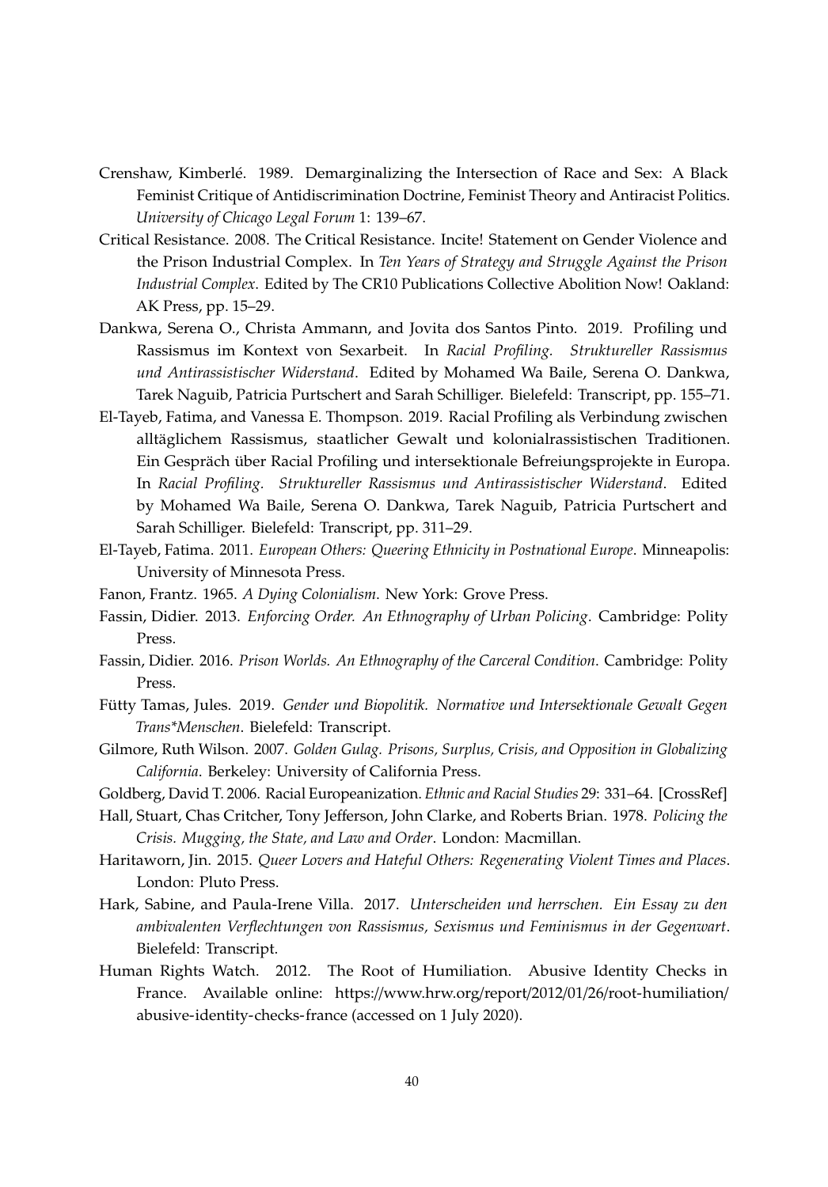Crenshaw, Kimberlé. 1989. Demarginalizing the Intersection of Race and Sex: A Black Feminist Critique of Antidiscrimination Doctrine, Feminist Theory and Antiracist Politics. *University of Chicago Legal Forum* 1: 139–67.

Critical Resistance. 2008. The Critical Resistance. Incite! Statement on Gender Violence and the Prison Industrial Complex. In *Ten Years of Strategy and Struggle Against the Prison Industrial Complex*. Edited by The CR10 Publications Collective Abolition Now! Oakland: AK Press, pp. 15–29.

Dankwa, Serena O., Christa Ammann, and Jovita dos Santos Pinto. 2019. Profiling und Rassismus im Kontext von Sexarbeit. In *Racial Profiling. Struktureller Rassismus und Antirassistischer Widerstand*. Edited by Mohamed Wa Baile, Serena O. Dankwa, Tarek Naguib, Patricia Purtschert and Sarah Schilliger. Bielefeld: Transcript, pp. 155–71.

El-Tayeb, Fatima, and Vanessa E. Thompson. 2019. Racial Profiling als Verbindung zwischen alltäglichem Rassismus, staatlicher Gewalt und kolonialrassistischen Traditionen. Ein Gespräch über Racial Profiling und intersektionale Befreiungsprojekte in Europa. In *Racial Profiling. Struktureller Rassismus und Antirassistischer Widerstand*. Edited by Mohamed Wa Baile, Serena O. Dankwa, Tarek Naguib, Patricia Purtschert and Sarah Schilliger. Bielefeld: Transcript, pp. 311–29.

El-Tayeb, Fatima. 2011. *European Others: Queering Ethnicity in Postnational Europe*. Minneapolis: University of Minnesota Press.

Fanon, Frantz. 1965. *A Dying Colonialism*. New York: Grove Press.

Fassin, Didier. 2013. *Enforcing Order. An Ethnography of Urban Policing*. Cambridge: Polity Press.

Fassin, Didier. 2016. *Prison Worlds. An Ethnography of the Carceral Condition*. Cambridge: Polity Press.

Fütty Tamas, Jules. 2019. *Gender und Biopolitik. Normative und Intersektionale Gewalt Gegen Trans*Menschen*. Bielefeld: Transcript.

Gilmore, Ruth Wilson. 2007. *Golden Gulag. Prisons, Surplus, Crisis, and Opposition in Globalizing California*. Berkeley: University of California Press.

Goldberg, David T. 2006. Racial Europeanization. *Ethnic and Racial Studies* 29: 331–64. [CrossRef]

Hall, Stuart, Chas Critcher, Tony Jefferson, John Clarke, and Roberts Brian. 1978. *Policing the Crisis. Mugging, the State, and Law and Order*. London: Macmillan.

Haritaworn, Jin. 2015. *Queer Lovers and Hateful Others: Regenerating Violent Times and Places*. London: Pluto Press.

Hark, Sabine, and Paula-Irene Villa. 2017. *Unterscheiden und herrschen. Ein Essay zu den ambivalenten Verflechtungen von Rassismus, Sexismus und Feminismus in der Gegenwart*. Bielefeld: Transcript.

Human Rights Watch. 2012. The Root of Humiliation. Abusive Identity Checks in France. Available online: https://www.hrw.org/report/2012/01/26/root-humiliation/abusive-identity-checks-france (accessed on 1 July 2020).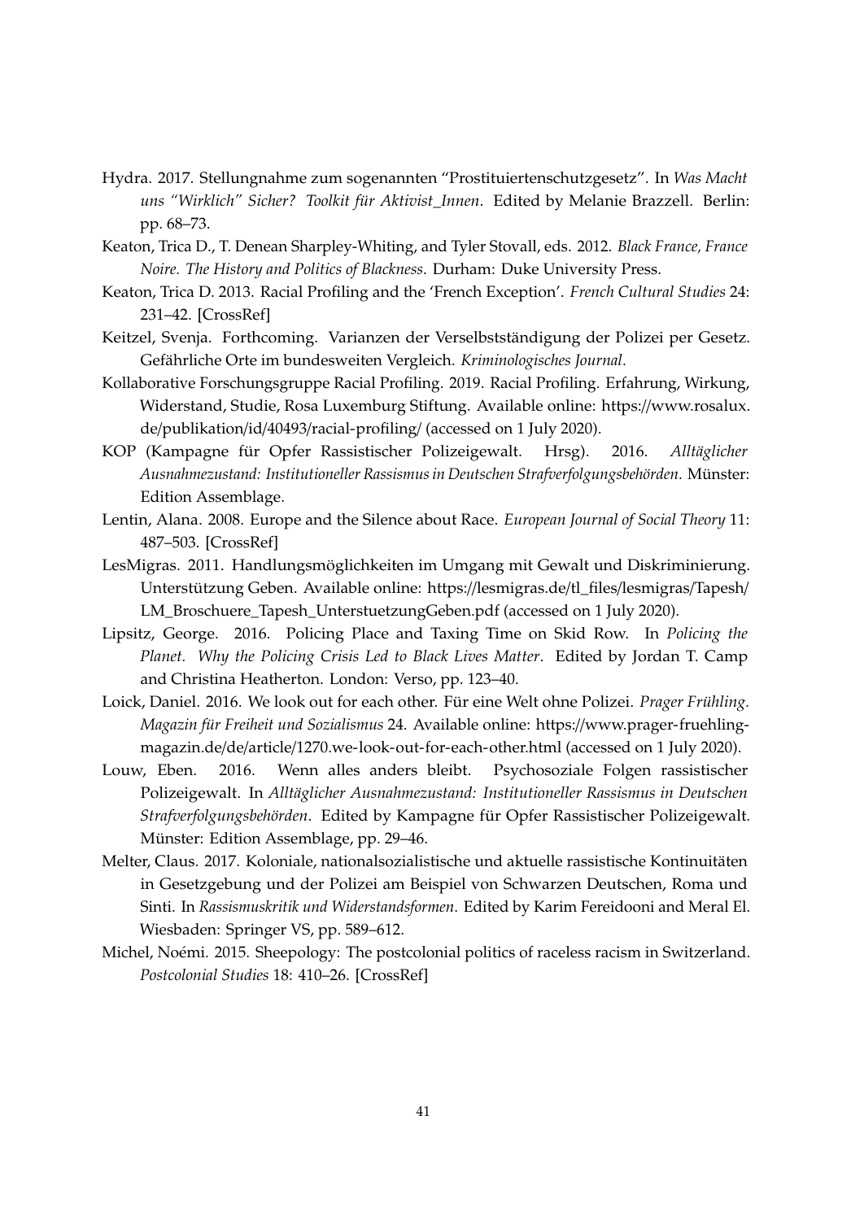Hydra. 2017. Stellungnahme zum sogenannten "Prostituiertenschutzgesetz". In *Was Macht uns "Wirklich" Sicher? Toolkit für Aktivist_Innen*. Edited by Melanie Brazzell. Berlin: pp. 68–73.

Keaton, Trica D., T. Denean Sharpley-Whiting, and Tyler Stovall, eds. 2012. *Black France, France Noire. The History and Politics of Blackness*. Durham: Duke University Press.

Keaton, Trica D. 2013. Racial Profiling and the 'French Exception'. *French Cultural Studies* 24: 231–42. [CrossRef]

Keitzel, Svenja. Forthcoming. Varianzen der Verselbstständigung der Polizei per Gesetz. Gefährliche Orte im bundesweiten Vergleich. *Kriminologisches Journal*.

Kollaborative Forschungsgruppe Racial Profiling. 2019. Racial Profiling. Erfahrung, Wirkung, Widerstand, Studie, Rosa Luxemburg Stiftung. Available online: https://www.rosalux.de/publikation/id/40493/racial-profiling/ (accessed on 1 July 2020).

KOP (Kampagne für Opfer Rassistischer Polizeigewalt. Hrsg). 2016. *Alltäglicher Ausnahmezustand: Institutioneller Rassismus in Deutschen Strafverfolgungsbehörden*. Münster: Edition Assemblage.

Lentin, Alana. 2008. Europe and the Silence about Race. *European Journal of Social Theory* 11: 487–503. [CrossRef]

LesMigras. 2011. Handlungsmöglichkeiten im Umgang mit Gewalt und Diskriminierung. Unterstützung Geben. Available online: https://lesmigras.de/tl_files/lesmigras/Tapesh/LM_Broschuere_Tapesh_UnterstuetzungGeben.pdf (accessed on 1 July 2020).

Lipsitz, George. 2016. Policing Place and Taxing Time on Skid Row. In *Policing the Planet. Why the Policing Crisis Led to Black Lives Matter*. Edited by Jordan T. Camp and Christina Heatherton. London: Verso, pp. 123–40.

Loick, Daniel. 2016. We look out for each other. Für eine Welt ohne Polizei. *Prager Frühling. Magazin für Freiheit und Sozialismus* 24. Available online: https://www.prager-fruehling-magazin.de/de/article/1270.we-look-out-for-each-other.html (accessed on 1 July 2020).

Louw, Eben. 2016. Wenn alles anders bleibt. Psychosoziale Folgen rassistischer Polizeigewalt. In *Alltäglicher Ausnahmezustand: Institutioneller Rassismus in Deutschen Strafverfolgungsbehörden*. Edited by Kampagne für Opfer Rassistischer Polizeigewalt. Münster: Edition Assemblage, pp. 29–46.

Melter, Claus. 2017. Koloniale, nationalsozialistische und aktuelle rassistische Kontinuitäten in Gesetzgebung und der Polizei am Beispiel von Schwarzen Deutschen, Roma und Sinti. In *Rassismuskritik und Widerstandsformen*. Edited by Karim Fereidooni and Meral El. Wiesbaden: Springer VS, pp. 589–612.

Michel, Noémi. 2015. Sheepology: The postcolonial politics of raceless racism in Switzerland. *Postcolonial Studies* 18: 410–26. [CrossRef]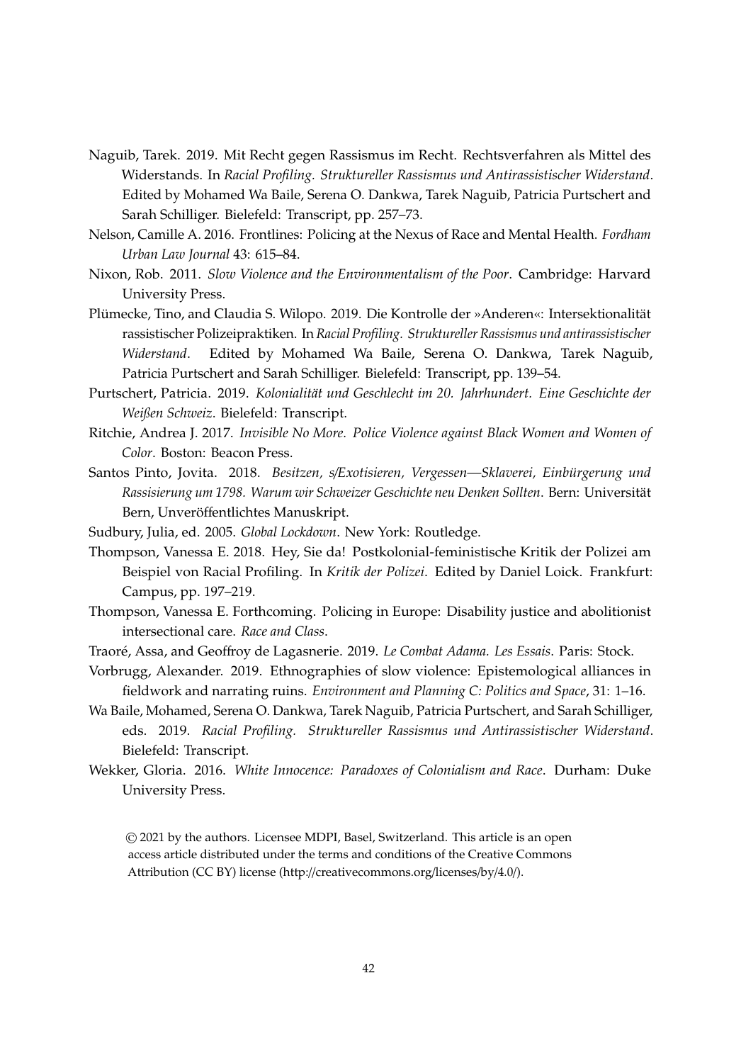Naguib, Tarek. 2019. Mit Recht gegen Rassismus im Recht. Rechtsverfahren als Mittel des Widerstands. In *Racial Profiling. Struktureller Rassismus und Antirassistischer Widerstand*. Edited by Mohamed Wa Baile, Serena O. Dankwa, Tarek Naguib, Patricia Purtschert and Sarah Schilliger. Bielefeld: Transcript, pp. 257–73.

Nelson, Camille A. 2016. Frontlines: Policing at the Nexus of Race and Mental Health. *Fordham Urban Law Journal* 43: 615–84.

Nixon, Rob. 2011. *Slow Violence and the Environmentalism of the Poor*. Cambridge: Harvard University Press.

Plümecke, Tino, and Claudia S. Wilopo. 2019. Die Kontrolle der »Anderen«: Intersektionalität rassistischer Polizeipraktiken. In *Racial Profiling. Struktureller Rassismus und antirassistischer Widerstand*. Edited by Mohamed Wa Baile, Serena O. Dankwa, Tarek Naguib, Patricia Purtschert and Sarah Schilliger. Bielefeld: Transcript, pp. 139–54.

Purtschert, Patricia. 2019. *Kolonialität und Geschlecht im 20. Jahrhundert. Eine Geschichte der Weißen Schweiz*. Bielefeld: Transcript.

Ritchie, Andrea J. 2017. *Invisible No More. Police Violence against Black Women and Women of Color*. Boston: Beacon Press.

Santos Pinto, Jovita. 2018. *Besitzen, s/Exotisieren, Vergessen—Sklaverei, Einbürgerung und Rassisierung um 1798. Warum wir Schweizer Geschichte neu Denken Sollten*. Bern: Universität Bern, Unveröffentlichtes Manuskript.

Sudbury, Julia, ed. 2005. *Global Lockdown*. New York: Routledge.

Thompson, Vanessa E. 2018. Hey, Sie da! Postkolonial-feministische Kritik der Polizei am Beispiel von Racial Profiling. In *Kritik der Polizei*. Edited by Daniel Loick. Frankfurt: Campus, pp. 197–219.

Thompson, Vanessa E. Forthcoming. Policing in Europe: Disability justice and abolitionist intersectional care. *Race and Class*.

Traoré, Assa, and Geoffroy de Lagasnerie. 2019. *Le Combat Adama. Les Essais*. Paris: Stock.

Vorbrugg, Alexander. 2019. Ethnographies of slow violence: Epistemological alliances in fieldwork and narrating ruins. *Environment and Planning C: Politics and Space*, 31: 1–16.

Wa Baile, Mohamed, Serena O. Dankwa, Tarek Naguib, Patricia Purtschert, and Sarah Schilliger, eds. 2019. *Racial Profiling. Struktureller Rassismus und Antirassistischer Widerstand*. Bielefeld: Transcript.

Wekker, Gloria. 2016. *White Innocence: Paradoxes of Colonialism and Race*. Durham: Duke University Press.

© 2021 by the authors. Licensee MDPI, Basel, Switzerland. This article is an open access article distributed under the terms and conditions of the Creative Commons Attribution (CC BY) license (http://creativecommons.org/licenses/by/4.0/).